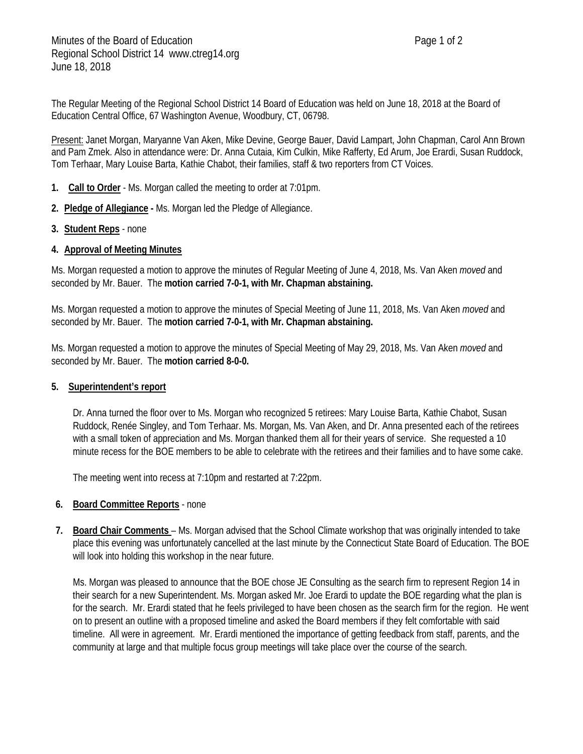Minutes of the Board of Education
Regional School District 14 www.ctreg14.org
June 18, 2018

The Regular Meeting of the Regional School District 14 Board of Education was held on June 18, 2018 at the Board of Education Central Office, 67 Washington Avenue, Woodbury, CT, 06798.

Present: Janet Morgan, Maryanne Van Aken, Mike Devine, George Bauer, David Lampart, John Chapman, Carol Ann Brown and Pam Zmek. Also in attendance were: Dr. Anna Cutaia, Kim Culkin, Mike Rafferty, Ed Arum, Joe Erardi, Susan Ruddock, Tom Terhaar, Mary Louise Barta, Kathie Chabot, their families, staff & two reporters from CT Voices.

1. **Call to Order** - Ms. Morgan called the meeting to order at 7:01pm.

2. **Pledge of Allegiance -** Ms. Morgan led the Pledge of Allegiance.

3. **Student Reps** - none

4. **Approval of Meeting Minutes**

Ms. Morgan requested a motion to approve the minutes of Regular Meeting of June 4, 2018, Ms. Van Aken *moved* and seconded by Mr. Bauer. The **motion carried 7-0-1, with Mr. Chapman abstaining.**

Ms. Morgan requested a motion to approve the minutes of Special Meeting of June 11, 2018, Ms. Van Aken *moved* and seconded by Mr. Bauer. The **motion carried 7-0-1, with Mr. Chapman abstaining.**

Ms. Morgan requested a motion to approve the minutes of Special Meeting of May 29, 2018, Ms. Van Aken *moved* and seconded by Mr. Bauer. The **motion carried 8-0-0.**

5. **Superintendent's report**

Dr. Anna turned the floor over to Ms. Morgan who recognized 5 retirees: Mary Louise Barta, Kathie Chabot, Susan Ruddock, Renée Singley, and Tom Terhaar. Ms. Morgan, Ms. Van Aken, and Dr. Anna presented each of the retirees with a small token of appreciation and Ms. Morgan thanked them all for their years of service. She requested a 10 minute recess for the BOE members to be able to celebrate with the retirees and their families and to have some cake.

The meeting went into recess at 7:10pm and restarted at 7:22pm.

6. **Board Committee Reports** - none

7. **Board Chair Comments** – Ms. Morgan advised that the School Climate workshop that was originally intended to take place this evening was unfortunately cancelled at the last minute by the Connecticut State Board of Education. The BOE will look into holding this workshop in the near future.

Ms. Morgan was pleased to announce that the BOE chose JE Consulting as the search firm to represent Region 14 in their search for a new Superintendent. Ms. Morgan asked Mr. Joe Erardi to update the BOE regarding what the plan is for the search. Mr. Erardi stated that he feels privileged to have been chosen as the search firm for the region. He went on to present an outline with a proposed timeline and asked the Board members if they felt comfortable with said timeline. All were in agreement. Mr. Erardi mentioned the importance of getting feedback from staff, parents, and the community at large and that multiple focus group meetings will take place over the course of the search.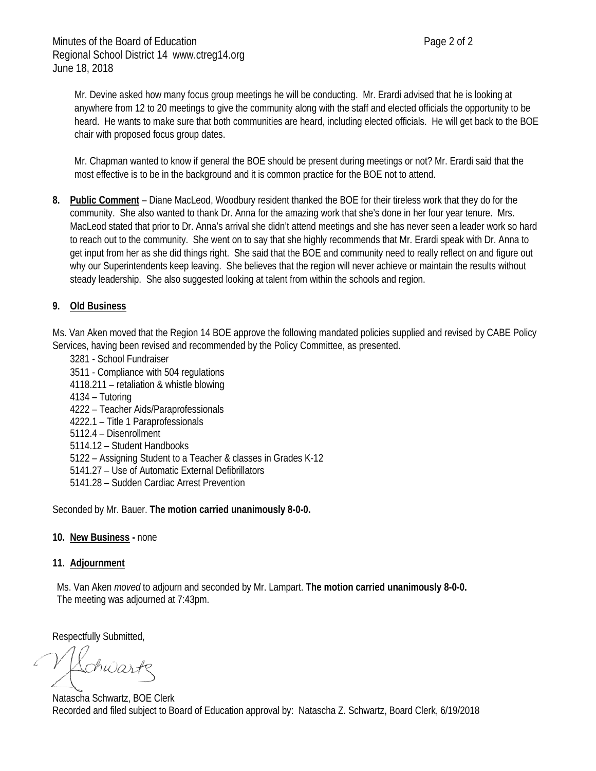Mr. Devine asked how many focus group meetings he will be conducting. Mr. Erardi advised that he is looking at anywhere from 12 to 20 meetings to give the community along with the staff and elected officials the opportunity to be heard. He wants to make sure that both communities are heard, including elected officials. He will get back to the BOE chair with proposed focus group dates.

Mr. Chapman wanted to know if general the BOE should be present during meetings or not? Mr. Erardi said that the most effective is to be in the background and it is common practice for the BOE not to attend.

**8. Public Comment** – Diane MacLeod, Woodbury resident thanked the BOE for their tireless work that they do for the community. She also wanted to thank Dr. Anna for the amazing work that she's done in her four year tenure. Mrs. MacLeod stated that prior to Dr. Anna's arrival she didn't attend meetings and she has never seen a leader work so hard to reach out to the community. She went on to say that she highly recommends that Mr. Erardi speak with Dr. Anna to get input from her as she did things right. She said that the BOE and community need to really reflect on and figure out why our Superintendents keep leaving. She believes that the region will never achieve or maintain the results without steady leadership. She also suggested looking at talent from within the schools and region.

**9. Old Business**

Ms. Van Aken moved that the Region 14 BOE approve the following mandated policies supplied and revised by CABE Policy Services, having been revised and recommended by the Policy Committee, as presented.

3281 - School Fundraiser
3511 - Compliance with 504 regulations
4118.211 – retaliation & whistle blowing
4134 – Tutoring
4222 – Teacher Aids/Paraprofessionals
4222.1 – Title 1 Paraprofessionals
5112.4 – Disenrollment
5114.12 – Student Handbooks
5122 – Assigning Student to a Teacher & classes in Grades K-12
5141.27 – Use of Automatic External Defibrillators
5141.28 – Sudden Cardiac Arrest Prevention

Seconded by Mr. Bauer. **The motion carried unanimously 8-0-0.**

**10. New Business -** none

**11. Adjournment**

Ms. Van Aken *moved* to adjourn and seconded by Mr. Lampart. **The motion carried unanimously 8-0-0.**
The meeting was adjourned at 7:43pm.

Respectfully Submitted,

Natascha Schwartz, BOE Clerk
Recorded and filed subject to Board of Education approval by: Natascha Z. Schwartz, Board Clerk, 6/19/2018